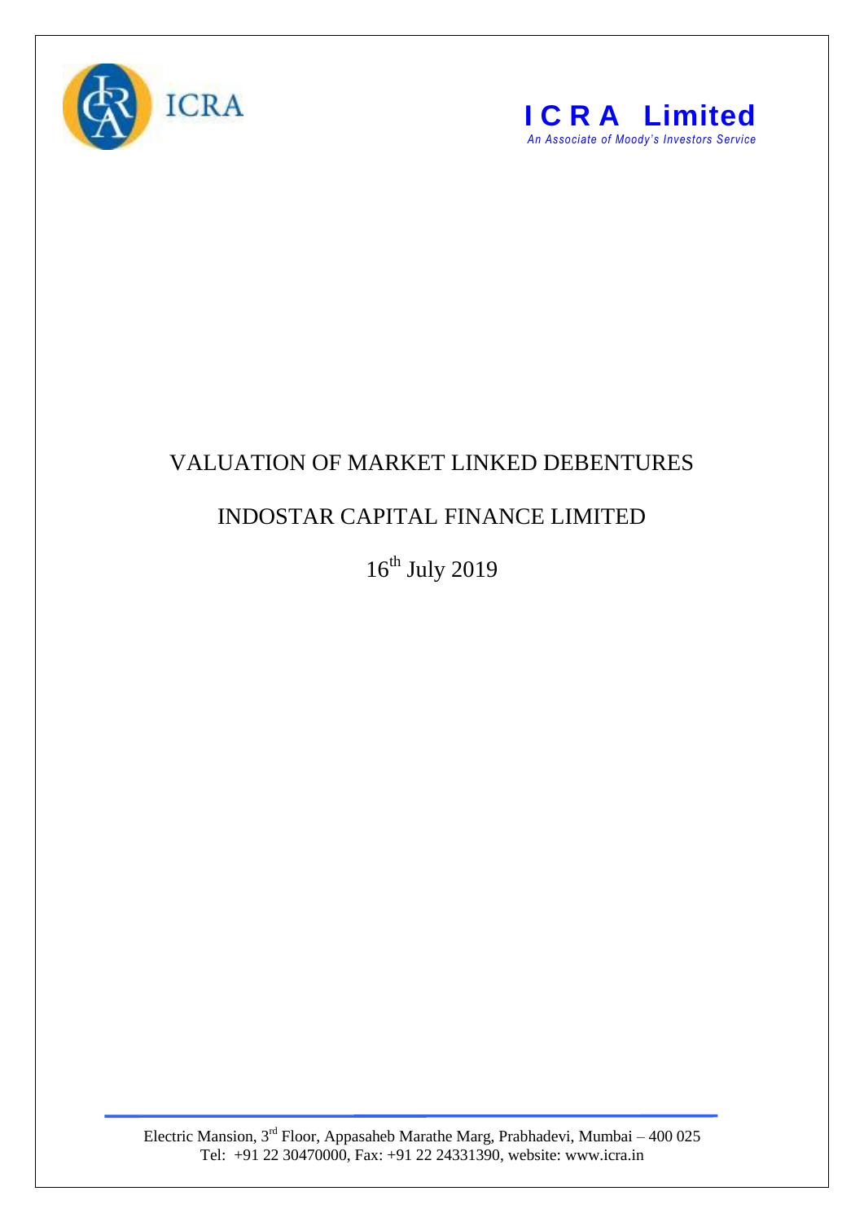ICRA

**ICRA Limited**

*An Associate of Moody's Investors Service*

# VALUATION OF MARKET LINKED DEBENTURES

## INDOSTAR CAPITAL FINANCE LIMITED

16th July 2019

Electric Mansion, 3rd Floor, Appasaheb Marathe Marg, Prabhadevi, Mumbai – 400 025
Tel: +91 22 30470000, Fax: +91 22 24331390, website: www.icra.in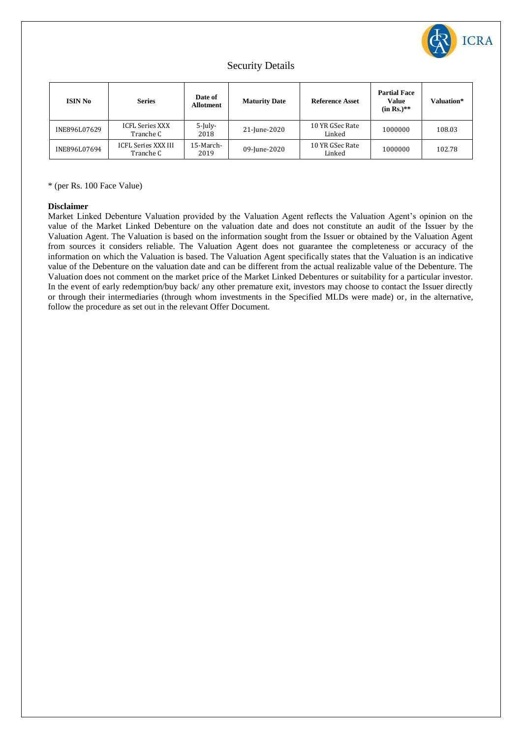## Security Details

| ISIN No | Series | Date of Allotment | Maturity Date | Reference Asset | Partial Face Value (in Rs.)** | Valuation* |
|---|---|---|---|---|---|---|
| INE896L07629 | ICFL Series XXX Tranche C | 5-July-2018 | 21-June-2020 | 10 YR GSec Rate Linked | 1000000 | 108.03 |
| INE896L07694 | ICFL Series XXX III Tranche C | 15-March-2019 | 09-June-2020 | 10 YR GSec Rate Linked | 1000000 | 102.78 |

* (per Rs. 100 Face Value)

**Disclaimer**

Market Linked Debenture Valuation provided by the Valuation Agent reflects the Valuation Agent's opinion on the value of the Market Linked Debenture on the valuation date and does not constitute an audit of the Issuer by the Valuation Agent. The Valuation is based on the information sought from the Issuer or obtained by the Valuation Agent from sources it considers reliable. The Valuation Agent does not guarantee the completeness or accuracy of the information on which the Valuation is based. The Valuation Agent specifically states that the Valuation is an indicative value of the Debenture on the valuation date and can be different from the actual realizable value of the Debenture. The Valuation does not comment on the market price of the Market Linked Debentures or suitability for a particular investor. In the event of early redemption/buy back/ any other premature exit, investors may choose to contact the Issuer directly or through their intermediaries (through whom investments in the Specified MLDs were made) or, in the alternative, follow the procedure as set out in the relevant Offer Document.